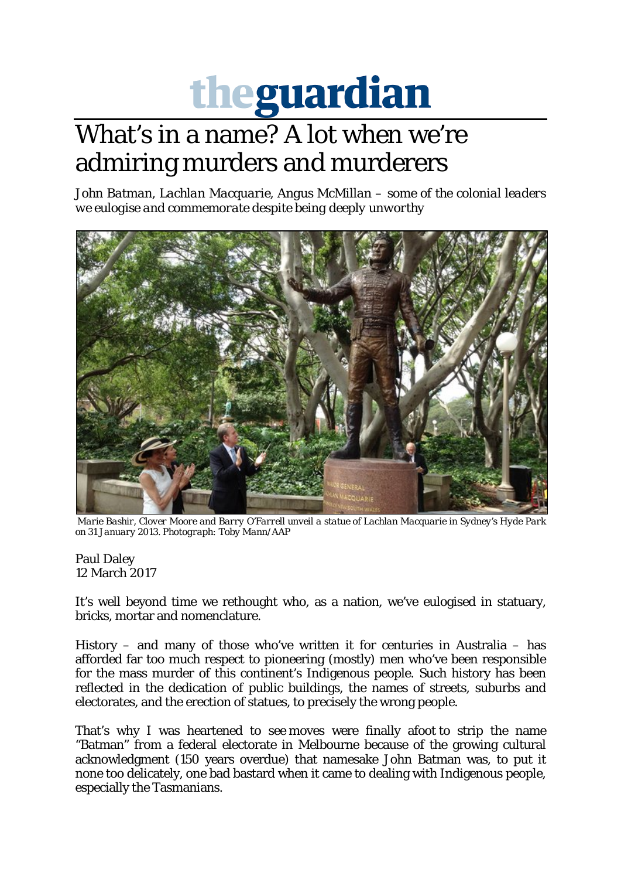# theguardian

# What's in a name? A lot when we're admiring murders and murderers

*John Batman, Lachlan Macquarie, Angus McMillan – some of the colonial leaders we eulogise and commemorate despite being deeply unworthy*

*Marie Bashir, Clover Moore and Barry O'Farrell unveil a statue of Lachlan Macquarie in Sydney's Hyde Park on 31 January 2013. Photograph: Toby Mann/AAP*

Paul Daley
12 March 2017

It's well beyond time we rethought who, as a nation, we've eulogised in statuary, bricks, mortar and nomenclature.

History – and many of those who've written it for centuries in Australia – has afforded far too much respect to pioneering (mostly) men who've been responsible for the mass murder of this continent's Indigenous people. Such history has been reflected in the dedication of public buildings, the names of streets, suburbs and electorates, and the erection of statues, to precisely the wrong people.

That's why I was heartened to see moves were finally afoot to strip the name "Batman" from a federal electorate in Melbourne because of the growing cultural acknowledgment (150 years overdue) that namesake John Batman was, to put it none too delicately, one bad bastard when it came to dealing with Indigenous people, especially the Tasmanians.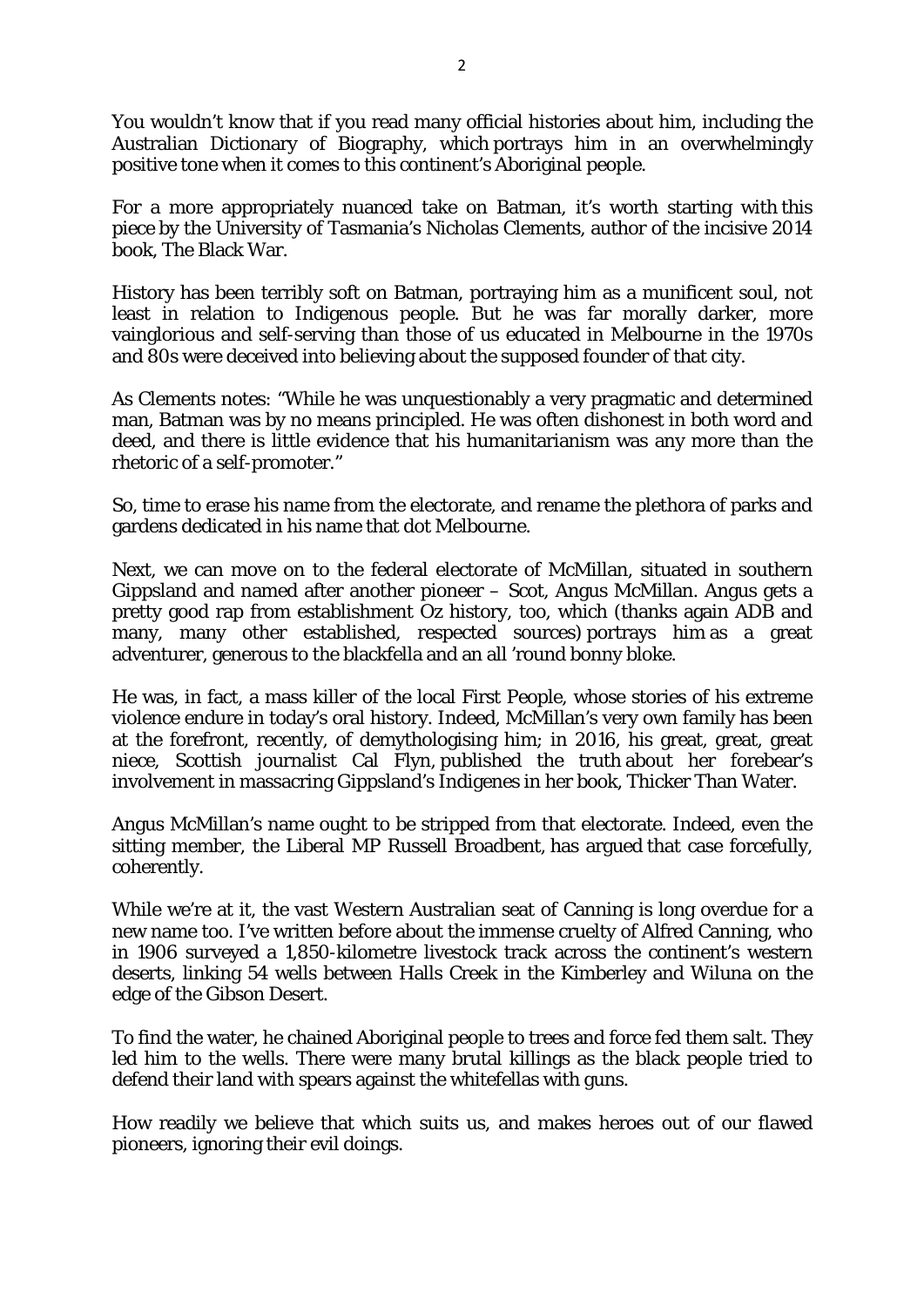You wouldn't know that if you read many official histories about him, including the Australian Dictionary of Biography, which portrays him in an overwhelmingly positive tone when it comes to this continent's Aboriginal people.

For a more appropriately nuanced take on Batman, it's worth starting with this piece by the University of Tasmania's Nicholas Clements, author of the incisive 2014 book, The Black War.

History has been terribly soft on Batman, portraying him as a munificent soul, not least in relation to Indigenous people. But he was far morally darker, more vainglorious and self-serving than those of us educated in Melbourne in the 1970s and 80s were deceived into believing about the supposed founder of that city.

As Clements notes: "While he was unquestionably a very pragmatic and determined man, Batman was by no means principled. He was often dishonest in both word and deed, and there is little evidence that his humanitarianism was any more than the rhetoric of a self-promoter."

So, time to erase his name from the electorate, and rename the plethora of parks and gardens dedicated in his name that dot Melbourne.

Next, we can move on to the federal electorate of McMillan, situated in southern Gippsland and named after another pioneer – Scot, Angus McMillan. Angus gets a pretty good rap from establishment Oz history, too, which (thanks again ADB and many, many other established, respected sources) portrays him as a great adventurer, generous to the blackfella and an all 'round bonny bloke.

He was, in fact, a mass killer of the local First People, whose stories of his extreme violence endure in today's oral history. Indeed, McMillan's very own family has been at the forefront, recently, of demythologising him; in 2016, his great, great, great niece, Scottish journalist Cal Flyn, published the truth about her forebear's involvement in massacring Gippsland's Indigenes in her book, Thicker Than Water.

Angus McMillan's name ought to be stripped from that electorate. Indeed, even the sitting member, the Liberal MP Russell Broadbent, has argued that case forcefully, coherently.

While we're at it, the vast Western Australian seat of Canning is long overdue for a new name too. I've written before about the immense cruelty of Alfred Canning, who in 1906 surveyed a 1,850-kilometre livestock track across the continent's western deserts, linking 54 wells between Halls Creek in the Kimberley and Wiluna on the edge of the Gibson Desert.

To find the water, he chained Aboriginal people to trees and force fed them salt. They led him to the wells. There were many brutal killings as the black people tried to defend their land with spears against the whitefellas with guns.

How readily we believe that which suits us, and makes heroes out of our flawed pioneers, ignoring their evil doings.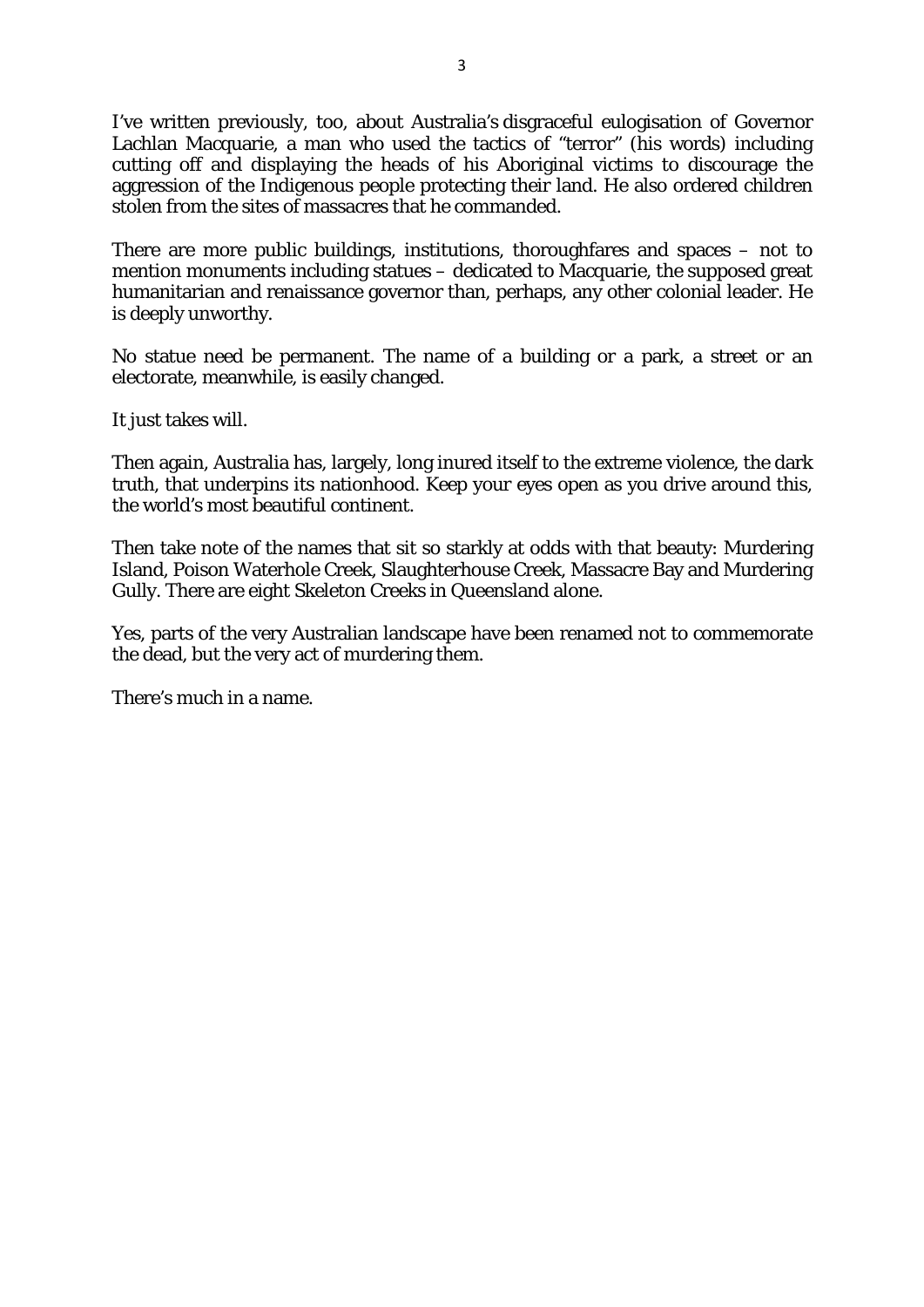I've written previously, too, about Australia's disgraceful eulogisation of Governor Lachlan Macquarie, a man who used the tactics of "terror" (his words) including cutting off and displaying the heads of his Aboriginal victims to discourage the aggression of the Indigenous people protecting their land. He also ordered children stolen from the sites of massacres that he commanded.

There are more public buildings, institutions, thoroughfares and spaces – not to mention monuments including statues – dedicated to Macquarie, the supposed great humanitarian and renaissance governor than, perhaps, any other colonial leader. He is deeply unworthy.

No statue need be permanent. The name of a building or a park, a street or an electorate, meanwhile, is easily changed.

It just takes will.

Then again, Australia has, largely, long inured itself to the extreme violence, the dark truth, that underpins its nationhood. Keep your eyes open as you drive around this, the world's most beautiful continent.

Then take note of the names that sit so starkly at odds with that beauty: Murdering Island, Poison Waterhole Creek, Slaughterhouse Creek, Massacre Bay and Murdering Gully. There are eight Skeleton Creeks in Queensland alone.

Yes, parts of the very Australian landscape have been renamed not to commemorate the dead, but the very act of murdering them.

There's much in a name.